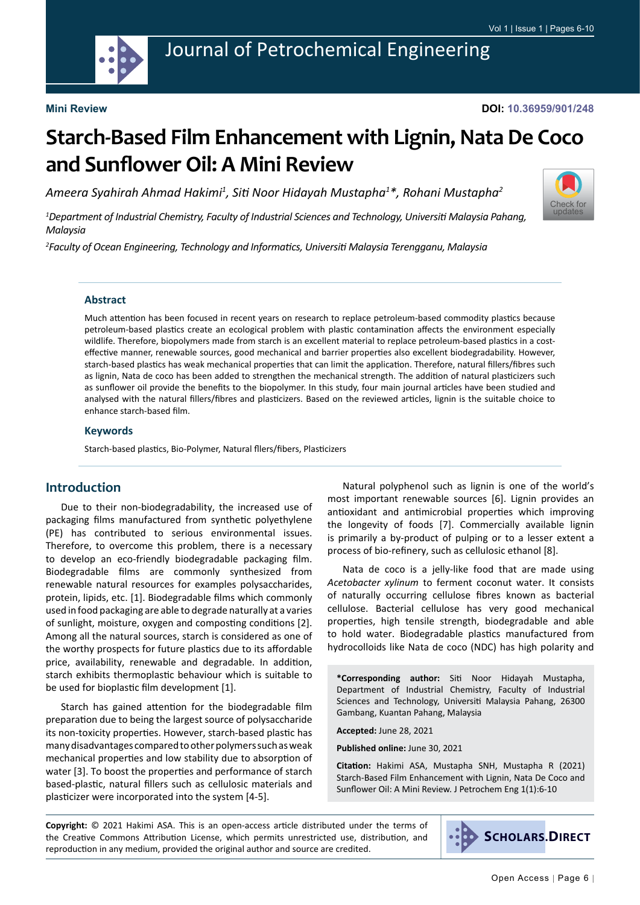**Mini Review**

**DOI: 10.36959/901/248**

# Starch-Based Film Enhancement with Lignin, Nata De Coco and Sunflower Oil: A Mini Review

*Ameera Syahirah Ahmad Hakimi[1], Siti Noor Hidayah Mustapha[1]\*, Rohani Mustapha[2]*

*[1]Department of Industrial Chemistry, Faculty of Industrial Sciences and Technology, Universiti Malaysia Pahang, Malaysia*

*[2]Faculty of Ocean Engineering, Technology and Informatics, Universiti Malaysia Terengganu, Malaysia*

### Abstract

Much attention has been focused in recent years on research to replace petroleum-based commodity plastics because petroleum-based plastics create an ecological problem with plastic contamination affects the environment especially wildlife. Therefore, biopolymers made from starch is an excellent material to replace petroleum-based plastics in a cost-effective manner, renewable sources, good mechanical and barrier properties also excellent biodegradability. However, starch-based plastics has weak mechanical properties that can limit the application. Therefore, natural fillers/fibres such as lignin, Nata de coco has been added to strengthen the mechanical strength. The addition of natural plasticizers such as sunflower oil provide the benefits to the biopolymer. In this study, four main journal articles have been studied and analysed with the natural fillers/fibres and plasticizers. Based on the reviewed articles, lignin is the suitable choice to enhance starch-based film.

### Keywords

Starch-based plastics, Bio-Polymer, Natural fllers/fibers, Plasticizers

## Introduction

Due to their non-biodegradability, the increased use of packaging films manufactured from synthetic polyethylene (PE) has contributed to serious environmental issues. Therefore, to overcome this problem, there is a necessary to develop an eco-friendly biodegradable packaging film. Biodegradable films are commonly synthesized from renewable natural resources for examples polysaccharides, protein, lipids, etc. [1]. Biodegradable films which commonly used in food packaging are able to degrade naturally at a varies of sunlight, moisture, oxygen and composting conditions [2]. Among all the natural sources, starch is considered as one of the worthy prospects for future plastics due to its affordable price, availability, renewable and degradable. In addition, starch exhibits thermoplastic behaviour which is suitable to be used for bioplastic film development [1].

Starch has gained attention for the biodegradable film preparation due to being the largest source of polysaccharide its non-toxicity properties. However, starch-based plastic has many disadvantages compared to other polymers such as weak mechanical properties and low stability due to absorption of water [3]. To boost the properties and performance of starch based-plastic, natural fillers such as cellulosic materials and plasticizer were incorporated into the system [4-5].

Natural polyphenol such as lignin is one of the world's most important renewable sources [6]. Lignin provides an antioxidant and antimicrobial properties which improving the longevity of foods [7]. Commercially available lignin is primarily a by-product of pulping or to a lesser extent a process of bio-refinery, such as cellulosic ethanol [8].

Nata de coco is a jelly-like food that are made using *Acetobacter xylinum* to ferment coconut water. It consists of naturally occurring cellulose fibres known as bacterial cellulose. Bacterial cellulose has very good mechanical properties, high tensile strength, biodegradable and able to hold water. Biodegradable plastics manufactured from hydrocolloids like Nata de coco (NDC) has high polarity and

**\*Corresponding author:** Siti Noor Hidayah Mustapha, Department of Industrial Chemistry, Faculty of Industrial Sciences and Technology, Universiti Malaysia Pahang, 26300 Gambang, Kuantan Pahang, Malaysia

**Accepted:** June 28, 2021

**Published online:** June 30, 2021

**Citation:** Hakimi ASA, Mustapha SNH, Mustapha R (2021) Starch-Based Film Enhancement with Lignin, Nata De Coco and Sunflower Oil: A Mini Review. J Petrochem Eng 1(1):6-10

**Copyright:** © 2021 Hakimi ASA. This is an open-access article distributed under the terms of the Creative Commons Attribution License, which permits unrestricted use, distribution, and reproduction in any medium, provided the original author and source are credited.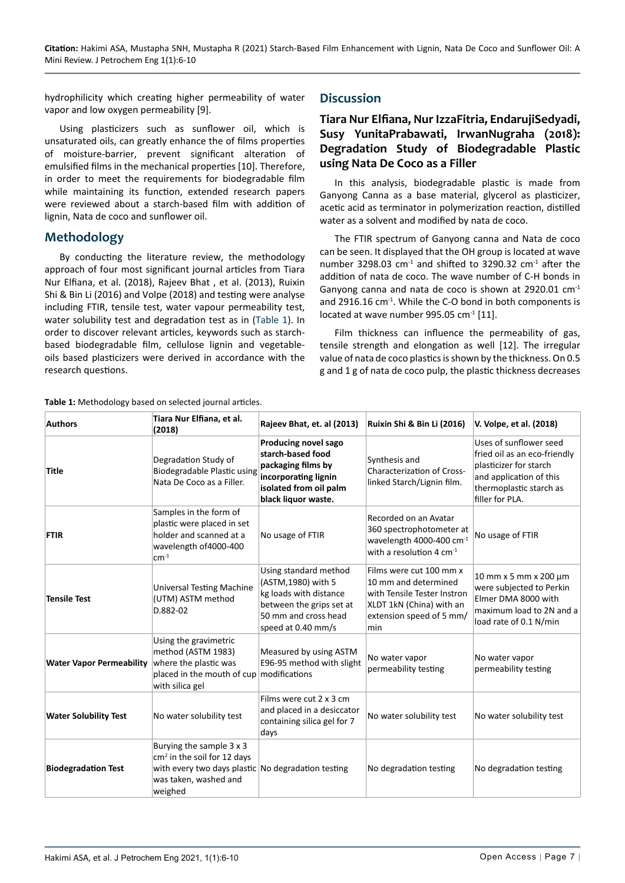hydrophilicity which creating higher permeability of water vapor and low oxygen permeability [9].

Using plasticizers such as sunflower oil, which is unsaturated oils, can greatly enhance the of films properties of moisture-barrier, prevent significant alteration of emulsified films in the mechanical properties [10]. Therefore, in order to meet the requirements for biodegradable film while maintaining its function, extended research papers were reviewed about a starch-based film with addition of lignin, Nata de coco and sunflower oil.

## Methodology

By conducting the literature review, the methodology approach of four most significant journal articles from Tiara Nur Elfiana, et al. (2018), Rajeev Bhat , et al. (2013), Ruixin Shi & Bin Li (2016) and Volpe (2018) and testing were analyse including FTIR, tensile test, water vapour permeability test, water solubility test and degradation test as in (Table 1). In order to discover relevant articles, keywords such as starch-based biodegradable film, cellulose lignin and vegetable-oils based plasticizers were derived in accordance with the research questions.

**Table 1:** Methodology based on selected journal articles.

| Authors | Tiara Nur Elfiana, et al. (2018) | Rajeev Bhat, et. al (2013) | Ruixin Shi & Bin Li (2016) | V. Volpe, et al. (2018) |
|---|---|---|---|---|
| Title | Degradation Study of Biodegradable Plastic using Nata De Coco as a Filler. | **Producing novel sago starch-based food packaging films by incorporating lignin isolated from oil palm black liquor waste.** | Synthesis and Characterization of Cross-linked Starch/Lignin film. | Uses of sunflower seed fried oil as an eco-friendly plasticizer for starch and application of this thermoplastic starch as filler for PLA. |
| FTIR | Samples in the form of plastic were placed in set holder and scanned at a wavelength of4000-400 $cm^{-1}$ | No usage of FTIR | Recorded on an Avatar 360 spectrophotometer at wavelength 4000-400 $cm^{-1}$ with a resolution 4 $cm^{-1}$ | No usage of FTIR |
| Tensile Test | Universal Testing Machine (UTM) ASTM method D.882-02 | Using standard method (ASTM,1980) with 5 kg loads with distance between the grips set at 50 mm and cross head speed at 0.40 mm/s | Films were cut 100 mm x 10 mm and determined with Tensile Tester Instron XLDT 1kN (China) with an extension speed of 5 mm/min | 10 mm x 5 mm x 200 µm were subjected to Perkin Elmer DMA 8000 with maximum load to 2N and a load rate of 0.1 N/min |
| Water Vapor Permeability | Using the gravimetric method (ASTM 1983) where the plastic was placed in the mouth of cup with silica gel | Measured by using ASTM E96-95 method with slight modifications | No water vapor permeability testing | No water vapor permeability testing |
| Water Solubility Test | No water solubility test | Films were cut 2 x 3 cm and placed in a desiccator containing silica gel for 7 days | No water solubility test | No water solubility test |
| Biodegradation Test | Burying the sample 3 x 3 $cm^2$ in the soil for 12 days with every two days plastic was taken, washed and weighed | No degradation testing | No degradation testing | No degradation testing |

## Discussion

### Tiara Nur Elfiana, Nur IzzaFitria, EndarujiSedyadi, Susy YunitaPrabawati, IrwanNugraha (2018): Degradation Study of Biodegradable Plastic using Nata De Coco as a Filler

In this analysis, biodegradable plastic is made from Ganyong Canna as a base material, glycerol as plasticizer, acetic acid as terminator in polymerization reaction, distilled water as a solvent and modified by nata de coco.

The FTIR spectrum of Ganyong canna and Nata de coco can be seen. It displayed that the OH group is located at wave number 3298.03 $cm^{-1}$ and shifted to 3290.32 $cm^{-1}$ after the addition of nata de coco. The wave number of C-H bonds in Ganyong canna and nata de coco is shown at 2920.01 $cm^{-1}$ and 2916.16 $cm^{-1}$. While the C-O bond in both components is located at wave number 995.05 $cm^{-1}$ [11].

Film thickness can influence the permeability of gas, tensile strength and elongation as well [12]. The irregular value of nata de coco plastics is shown by the thickness. On 0.5 g and 1 g of nata de coco pulp, the plastic thickness decreases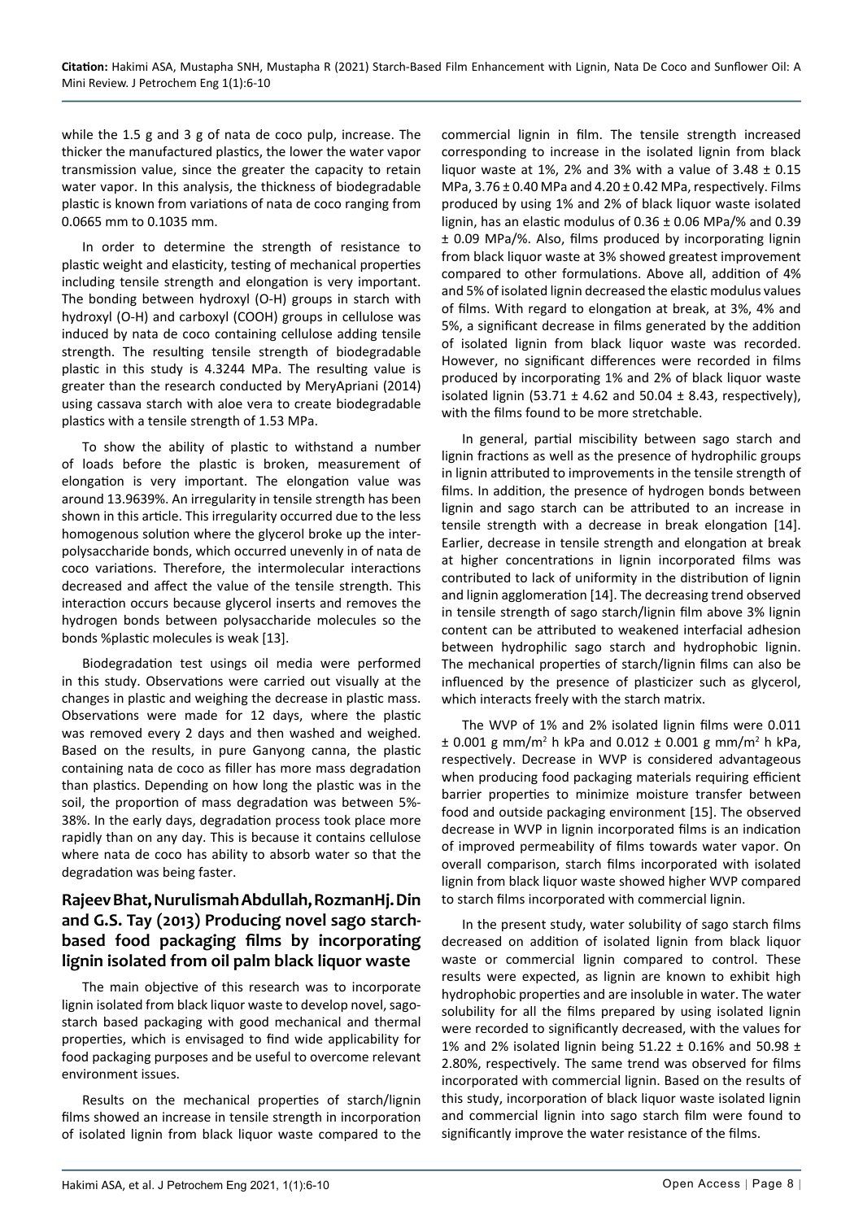while the 1.5 g and 3 g of nata de coco pulp, increase. The thicker the manufactured plastics, the lower the water vapor transmission value, since the greater the capacity to retain water vapor. In this analysis, the thickness of biodegradable plastic is known from variations of nata de coco ranging from 0.0665 mm to 0.1035 mm.

In order to determine the strength of resistance to plastic weight and elasticity, testing of mechanical properties including tensile strength and elongation is very important. The bonding between hydroxyl (O-H) groups in starch with hydroxyl (O-H) and carboxyl (COOH) groups in cellulose was induced by nata de coco containing cellulose adding tensile strength. The resulting tensile strength of biodegradable plastic in this study is 4.3244 MPa. The resulting value is greater than the research conducted by MeryApriani (2014) using cassava starch with aloe vera to create biodegradable plastics with a tensile strength of 1.53 MPa.

To show the ability of plastic to withstand a number of loads before the plastic is broken, measurement of elongation is very important. The elongation value was around 13.9639%. An irregularity in tensile strength has been shown in this article. This irregularity occurred due to the less homogenous solution where the glycerol broke up the inter-polysaccharide bonds, which occurred unevenly in of nata de coco variations. Therefore, the intermolecular interactions decreased and affect the value of the tensile strength. This interaction occurs because glycerol inserts and removes the hydrogen bonds between polysaccharide molecules so the bonds %plastic molecules is weak [13].

Biodegradation test usings oil media were performed in this study. Observations were carried out visually at the changes in plastic and weighing the decrease in plastic mass. Observations were made for 12 days, where the plastic was removed every 2 days and then washed and weighed. Based on the results, in pure Ganyong canna, the plastic containing nata de coco as filler has more mass degradation than plastics. Depending on how long the plastic was in the soil, the proportion of mass degradation was between 5%-38%. In the early days, degradation process took place more rapidly than on any day. This is because it contains cellulose where nata de coco has ability to absorb water so that the degradation was being faster.

## Rajeev Bhat, Nurulismah Abdullah, RozmanHj. Din and G.S. Tay (2013) Producing novel sago starch-based food packaging films by incorporating lignin isolated from oil palm black liquor waste

The main objective of this research was to incorporate lignin isolated from black liquor waste to develop novel, sago-starch based packaging with good mechanical and thermal properties, which is envisaged to find wide applicability for food packaging purposes and be useful to overcome relevant environment issues.

Results on the mechanical properties of starch/lignin films showed an increase in tensile strength in incorporation of isolated lignin from black liquor waste compared to the commercial lignin in film. The tensile strength increased corresponding to increase in the isolated lignin from black liquor waste at 1%, 2% and 3% with a value of 3.48 ± 0.15 MPa, 3.76 ± 0.40 MPa and 4.20 ± 0.42 MPa, respectively. Films produced by using 1% and 2% of black liquor waste isolated lignin, has an elastic modulus of 0.36 ± 0.06 MPa/% and 0.39 ± 0.09 MPa/%. Also, films produced by incorporating lignin from black liquor waste at 3% showed greatest improvement compared to other formulations. Above all, addition of 4% and 5% of isolated lignin decreased the elastic modulus values of films. With regard to elongation at break, at 3%, 4% and 5%, a significant decrease in films generated by the addition of isolated lignin from black liquor waste was recorded. However, no significant differences were recorded in films produced by incorporating 1% and 2% of black liquor waste isolated lignin (53.71 ± 4.62 and 50.04 ± 8.43, respectively), with the films found to be more stretchable.

In general, partial miscibility between sago starch and lignin fractions as well as the presence of hydrophilic groups in lignin attributed to improvements in the tensile strength of films. In addition, the presence of hydrogen bonds between lignin and sago starch can be attributed to an increase in tensile strength with a decrease in break elongation [14]. Earlier, decrease in tensile strength and elongation at break at higher concentrations in lignin incorporated films was contributed to lack of uniformity in the distribution of lignin and lignin agglomeration [14]. The decreasing trend observed in tensile strength of sago starch/lignin film above 3% lignin content can be attributed to weakened interfacial adhesion between hydrophilic sago starch and hydrophobic lignin. The mechanical properties of starch/lignin films can also be influenced by the presence of plasticizer such as glycerol, which interacts freely with the starch matrix.

The WVP of 1% and 2% isolated lignin films were 0.011 ± 0.001 g mm/m$^2$ h kPa and 0.012 ± 0.001 g mm/m$^2$ h kPa, respectively. Decrease in WVP is considered advantageous when producing food packaging materials requiring efficient barrier properties to minimize moisture transfer between food and outside packaging environment [15]. The observed decrease in WVP in lignin incorporated films is an indication of improved permeability of films towards water vapor. On overall comparison, starch films incorporated with isolated lignin from black liquor waste showed higher WVP compared to starch films incorporated with commercial lignin.

In the present study, water solubility of sago starch films decreased on addition of isolated lignin from black liquor waste or commercial lignin compared to control. These results were expected, as lignin are known to exhibit high hydrophobic properties and are insoluble in water. The water solubility for all the films prepared by using isolated lignin were recorded to significantly decreased, with the values for 1% and 2% isolated lignin being 51.22 ± 0.16% and 50.98 ± 2.80%, respectively. The same trend was observed for films incorporated with commercial lignin. Based on the results of this study, incorporation of black liquor waste isolated lignin and commercial lignin into sago starch film were found to significantly improve the water resistance of the films.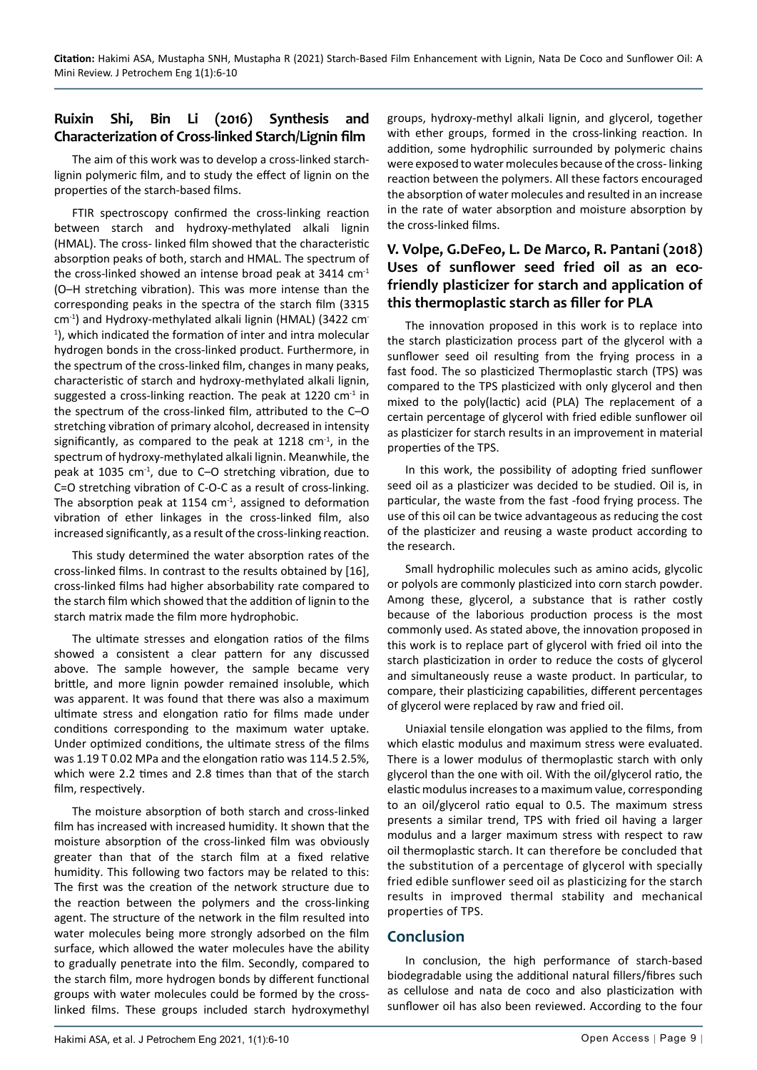## Ruixin Shi, Bin Li (2016) Synthesis and Characterization of Cross-linked Starch/Lignin film

The aim of this work was to develop a cross-linked starch-lignin polymeric film, and to study the effect of lignin on the properties of the starch-based films.

FTIR spectroscopy confirmed the cross-linking reaction between starch and hydroxy-methylated alkali lignin (HMAL). The cross- linked film showed that the characteristic absorption peaks of both, starch and HMAL. The spectrum of the cross-linked showed an intense broad peak at 3414 $cm^{-1}$ (O–H stretching vibration). This was more intense than the corresponding peaks in the spectra of the starch film (3315 $cm^{-1}$) and Hydroxy-methylated alkali lignin (HMAL) (3422 $cm^{-1}$), which indicated the formation of inter and intra molecular hydrogen bonds in the cross-linked product. Furthermore, in the spectrum of the cross-linked film, changes in many peaks, characteristic of starch and hydroxy-methylated alkali lignin, suggested a cross-linking reaction. The peak at 1220 $cm^{-1}$ in the spectrum of the cross-linked film, attributed to the C–O stretching vibration of primary alcohol, decreased in intensity significantly, as compared to the peak at 1218 $cm^{-1}$, in the spectrum of hydroxy-methylated alkali lignin. Meanwhile, the peak at 1035 $cm^{-1}$, due to C–O stretching vibration, due to C=O stretching vibration of C-O-C as a result of cross-linking. The absorption peak at 1154 $cm^{-1}$, assigned to deformation vibration of ether linkages in the cross-linked film, also increased significantly, as a result of the cross-linking reaction.

This study determined the water absorption rates of the cross-linked films. In contrast to the results obtained by [16], cross-linked films had higher absorbability rate compared to the starch film which showed that the addition of lignin to the starch matrix made the film more hydrophobic.

The ultimate stresses and elongation ratios of the films showed a consistent a clear pattern for any discussed above. The sample however, the sample became very brittle, and more lignin powder remained insoluble, which was apparent. It was found that there was also a maximum ultimate stress and elongation ratio for films made under conditions corresponding to the maximum water uptake. Under optimized conditions, the ultimate stress of the films was 1.19 T 0.02 MPa and the elongation ratio was 114.5 2.5%, which were 2.2 times and 2.8 times than that of the starch film, respectively.

The moisture absorption of both starch and cross-linked film has increased with increased humidity. It shown that the moisture absorption of the cross-linked film was obviously greater than that of the starch film at a fixed relative humidity. This following two factors may be related to this: The first was the creation of the network structure due to the reaction between the polymers and the cross-linking agent. The structure of the network in the film resulted into water molecules being more strongly adsorbed on the film surface, which allowed the water molecules have the ability to gradually penetrate into the film. Secondly, compared to the starch film, more hydrogen bonds by different functional groups with water molecules could be formed by the cross-linked films. These groups included starch hydroxymethyl groups, hydroxy-methyl alkali lignin, and glycerol, together with ether groups, formed in the cross-linking reaction. In addition, some hydrophilic surrounded by polymeric chains were exposed to water molecules because of the cross- linking reaction between the polymers. All these factors encouraged the absorption of water molecules and resulted in an increase in the rate of water absorption and moisture absorption by the cross-linked films.

## V. Volpe, G.DeFeo, L. De Marco, R. Pantani (2018) Uses of sunflower seed fried oil as an eco-friendly plasticizer for starch and application of this thermoplastic starch as filler for PLA

The innovation proposed in this work is to replace into the starch plasticization process part of the glycerol with a sunflower seed oil resulting from the frying process in a fast food. The so plasticized Thermoplastic starch (TPS) was compared to the TPS plasticized with only glycerol and then mixed to the poly(lactic) acid (PLA) The replacement of a certain percentage of glycerol with fried edible sunflower oil as plasticizer for starch results in an improvement in material properties of the TPS.

In this work, the possibility of adopting fried sunflower seed oil as a plasticizer was decided to be studied. Oil is, in particular, the waste from the fast -food frying process. The use of this oil can be twice advantageous as reducing the cost of the plasticizer and reusing a waste product according to the research.

Small hydrophilic molecules such as amino acids, glycolic or polyols are commonly plasticized into corn starch powder. Among these, glycerol, a substance that is rather costly because of the laborious production process is the most commonly used. As stated above, the innovation proposed in this work is to replace part of glycerol with fried oil into the starch plasticization in order to reduce the costs of glycerol and simultaneously reuse a waste product. In particular, to compare, their plasticizing capabilities, different percentages of glycerol were replaced by raw and fried oil.

Uniaxial tensile elongation was applied to the films, from which elastic modulus and maximum stress were evaluated. There is a lower modulus of thermoplastic starch with only glycerol than the one with oil. With the oil/glycerol ratio, the elastic modulus increases to a maximum value, corresponding to an oil/glycerol ratio equal to 0.5. The maximum stress presents a similar trend, TPS with fried oil having a larger modulus and a larger maximum stress with respect to raw oil thermoplastic starch. It can therefore be concluded that the substitution of a percentage of glycerol with specially fried edible sunflower seed oil as plasticizing for the starch results in improved thermal stability and mechanical properties of TPS.

## Conclusion

In conclusion, the high performance of starch-based biodegradable using the additional natural fillers/fibres such as cellulose and nata de coco and also plasticization with sunflower oil has also been reviewed. According to the four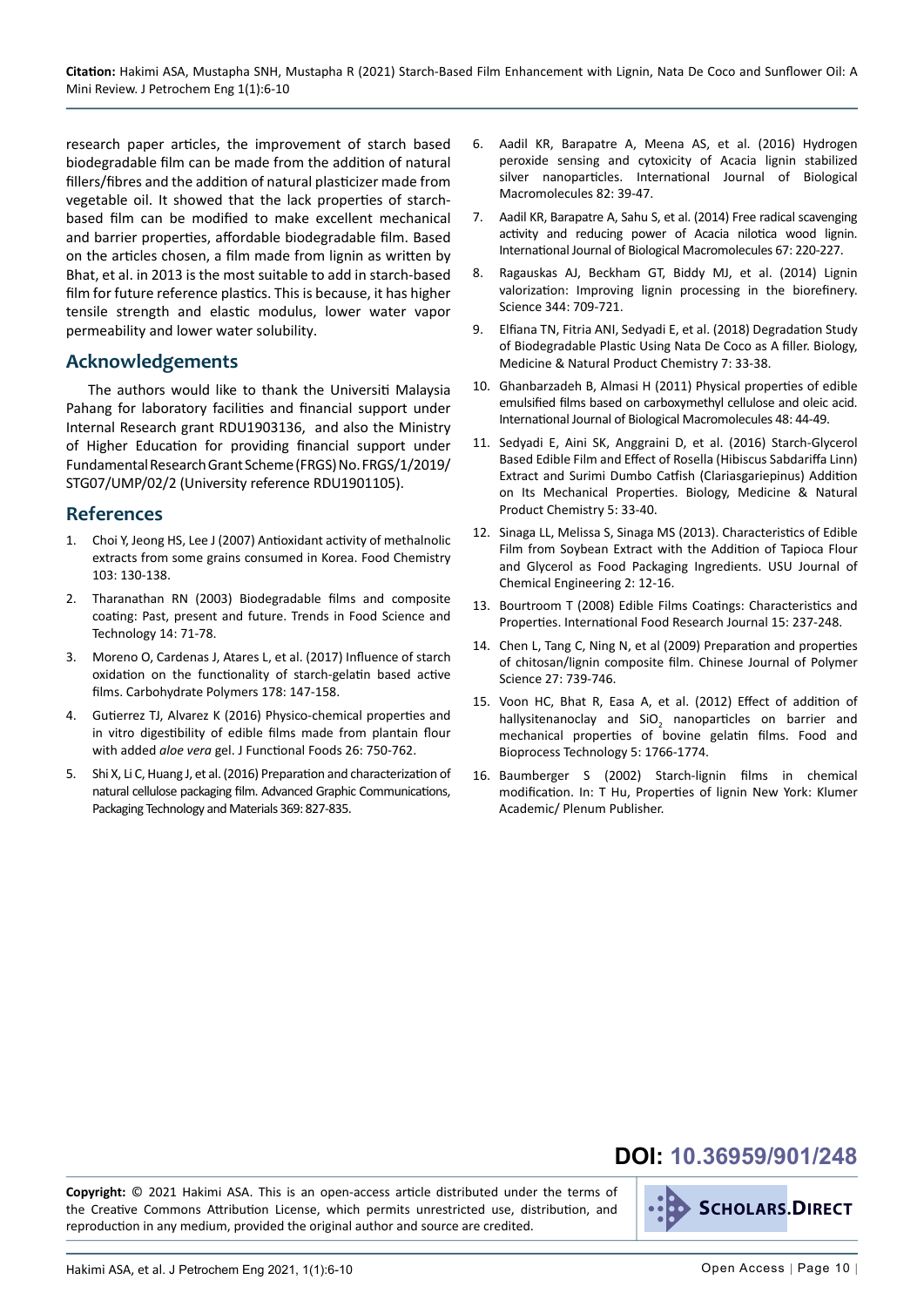research paper articles, the improvement of starch based biodegradable film can be made from the addition of natural fillers/fibres and the addition of natural plasticizer made from vegetable oil. It showed that the lack properties of starch-based film can be modified to make excellent mechanical and barrier properties, affordable biodegradable film. Based on the articles chosen, a film made from lignin as written by Bhat, et al. in 2013 is the most suitable to add in starch-based film for future reference plastics. This is because, it has higher tensile strength and elastic modulus, lower water vapor permeability and lower water solubility.

## Acknowledgements

The authors would like to thank the Universiti Malaysia Pahang for laboratory facilities and financial support under Internal Research grant RDU1903136, and also the Ministry of Higher Education for providing financial support under Fundamental Research Grant Scheme (FRGS) No. FRGS/1/2019/STG07/UMP/02/2 (University reference RDU1901105).

## References

1. Choi Y, Jeong HS, Lee J (2007) Antioxidant activity of methalnolic extracts from some grains consumed in Korea. Food Chemistry 103: 130-138.
2. Tharanathan RN (2003) Biodegradable films and composite coating: Past, present and future. Trends in Food Science and Technology 14: 71-78.
3. Moreno O, Cardenas J, Atares L, et al. (2017) Influence of starch oxidation on the functionality of starch-gelatin based active films. Carbohydrate Polymers 178: 147-158.
4. Gutierrez TJ, Alvarez K (2016) Physico-chemical properties and in vitro digestibility of edible films made from plantain flour with added *aloe vera* gel. J Functional Foods 26: 750-762.
5. Shi X, Li C, Huang J, et al. (2016) Preparation and characterization of natural cellulose packaging film. Advanced Graphic Communications, Packaging Technology and Materials 369: 827-835.
6. Aadil KR, Barapatre A, Meena AS, et al. (2016) Hydrogen peroxide sensing and cytoxicity of Acacia lignin stabilized silver nanoparticles. International Journal of Biological Macromolecules 82: 39-47.
7. Aadil KR, Barapatre A, Sahu S, et al. (2014) Free radical scavenging activity and reducing power of Acacia nilotica wood lignin. International Journal of Biological Macromolecules 67: 220-227.
8. Ragauskas AJ, Beckham GT, Biddy MJ, et al. (2014) Lignin valorization: Improving lignin processing in the biorefinery. Science 344: 709-721.
9. Elfiana TN, Fitria ANI, Sedyadi E, et al. (2018) Degradation Study of Biodegradable Plastic Using Nata De Coco as A filler. Biology, Medicine & Natural Product Chemistry 7: 33-38.
10. Ghanbarzadeh B, Almasi H (2011) Physical properties of edible emulsified films based on carboxymethyl cellulose and oleic acid. International Journal of Biological Macromolecules 48: 44-49.
11. Sedyadi E, Aini SK, Anggraini D, et al. (2016) Starch-Glycerol Based Edible Film and Effect of Rosella (Hibiscus Sabdariffa Linn) Extract and Surimi Dumbo Catfish (Clariasgariepinus) Addition on Its Mechanical Properties. Biology, Medicine & Natural Product Chemistry 5: 33-40.
12. Sinaga LL, Melissa S, Sinaga MS (2013). Characteristics of Edible Film from Soybean Extract with the Addition of Tapioca Flour and Glycerol as Food Packaging Ingredients. USU Journal of Chemical Engineering 2: 12-16.
13. Bourtroom T (2008) Edible Films Coatings: Characteristics and Properties. International Food Research Journal 15: 237-248.
14. Chen L, Tang C, Ning N, et al (2009) Preparation and properties of chitosan/lignin composite film. Chinese Journal of Polymer Science 27: 739-746.
15. Voon HC, Bhat R, Easa A, et al. (2012) Effect of addition of hallysitenanoclay and $SiO_2$ nanoparticles on barrier and mechanical properties of bovine gelatin films. Food and Bioprocess Technology 5: 1766-1774.
16. Baumberger S (2002) Starch-lignin films in chemical modification. In: T Hu, Properties of lignin New York: Klumer Academic/ Plenum Publisher.

**DOI: 10.36959/901/248**

**Copyright:** © 2021 Hakimi ASA. This is an open-access article distributed under the terms of the Creative Commons Attribution License, which permits unrestricted use, distribution, and reproduction in any medium, provided the original author and source are credited.